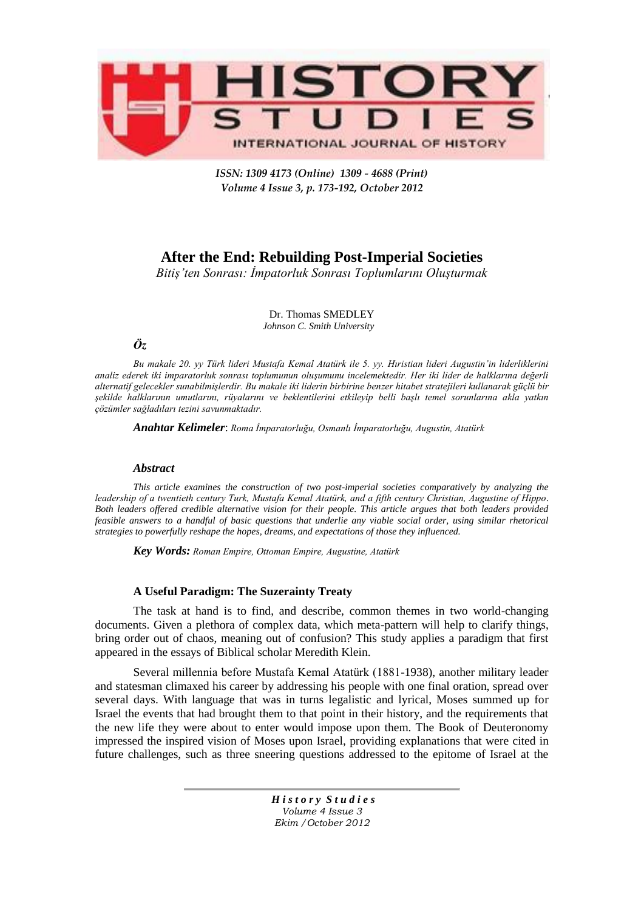# After the End: Rebuilding Post-Imperial Societies

*Bitiş'ten Sonrası: İmpatorluk Sonrası Toplumlarını Oluşturmak*

Dr. Thomas SMEDLEY
*Johnson C. Smith University*

### *Öz*

*Bu makale 20. yy Türk lideri Mustafa Kemal Atatürk ile 5. yy. Hıristian lideri Augustin'in liderliklerini analiz ederek iki imparatorluk sonrası toplumunun oluşumunu incelemektedir. Her iki lider de halklarına değerli alternatif gelecekler sunabilmişlerdir. Bu makale iki liderin birbirine benzer hitabet stratejileri kullanarak güçlü bir şekilde halklarının umutlarını, rüyalarını ve beklentilerini etkileyip belli başlı temel sorunlarına akla yatkın çözümler sağladıları tezini savunmaktadır.*

***Anahtar Kelimeler***: *Roma İmparatorluğu, Osmanlı İmparatorluğu, Augustin, Atatürk*

### *Abstract*

*This article examines the construction of two post-imperial societies comparatively by analyzing the leadership of a twentieth century Turk, Mustafa Kemal Atatürk, and a fifth century Christian, Augustine of Hippo. Both leaders offered credible alternative vision for their people. This article argues that both leaders provided feasible answers to a handful of basic questions that underlie any viable social order, using similar rhetorical strategies to powerfully reshape the hopes, dreams, and expectations of those they influenced.*

***Key Words:*** *Roman Empire, Ottoman Empire, Augustine, Atatürk*

## A Useful Paradigm: The Suzerainty Treaty

The task at hand is to find, and describe, common themes in two world-changing documents. Given a plethora of complex data, which meta-pattern will help to clarify things, bring order out of chaos, meaning out of confusion? This study applies a paradigm that first appeared in the essays of Biblical scholar Meredith Klein.

Several millennia before Mustafa Kemal Atatürk (1881-1938), another military leader and statesman climaxed his career by addressing his people with one final oration, spread over several days. With language that was in turns legalistic and lyrical, Moses summed up for Israel the events that had brought them to that point in their history, and the requirements that the new life they were about to enter would impose upon them. The Book of Deuteronomy impressed the inspired vision of Moses upon Israel, providing explanations that were cited in future challenges, such as three sneering questions addressed to the epitome of Israel at the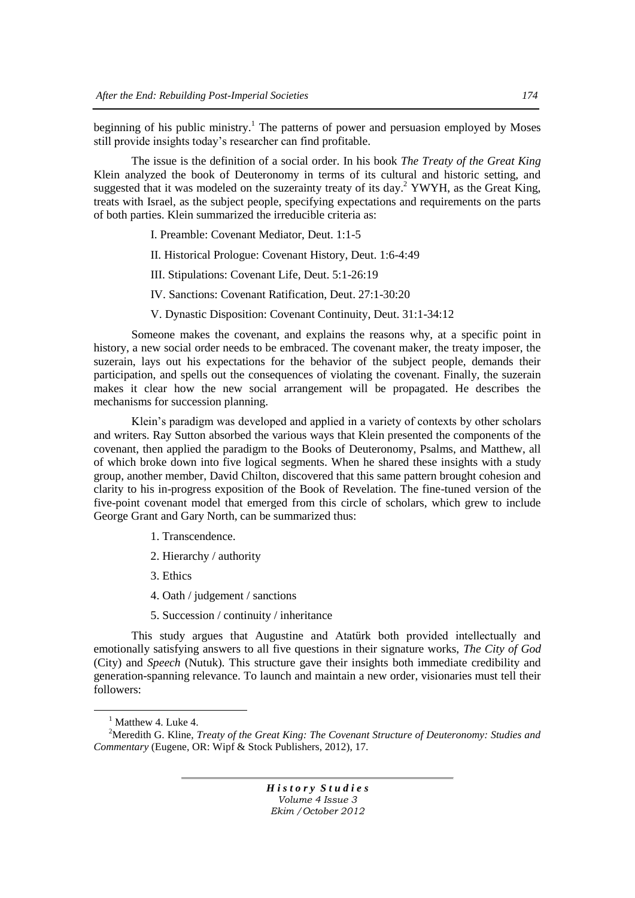beginning of his public ministry.[1] The patterns of power and persuasion employed by Moses still provide insights today's researcher can find profitable.

The issue is the definition of a social order. In his book *The Treaty of the Great King* Klein analyzed the book of Deuteronomy in terms of its cultural and historic setting, and suggested that it was modeled on the suzerainty treaty of its day.[2] YWYH, as the Great King, treats with Israel, as the subject people, specifying expectations and requirements on the parts of both parties. Klein summarized the irreducible criteria as:

I. Preamble: Covenant Mediator, Deut. 1:1-5

II. Historical Prologue: Covenant History, Deut. 1:6-4:49

III. Stipulations: Covenant Life, Deut. 5:1-26:19

IV. Sanctions: Covenant Ratification, Deut. 27:1-30:20

V. Dynastic Disposition: Covenant Continuity, Deut. 31:1-34:12

Someone makes the covenant, and explains the reasons why, at a specific point in history, a new social order needs to be embraced. The covenant maker, the treaty imposer, the suzerain, lays out his expectations for the behavior of the subject people, demands their participation, and spells out the consequences of violating the covenant. Finally, the suzerain makes it clear how the new social arrangement will be propagated. He describes the mechanisms for succession planning.

Klein's paradigm was developed and applied in a variety of contexts by other scholars and writers. Ray Sutton absorbed the various ways that Klein presented the components of the covenant, then applied the paradigm to the Books of Deuteronomy, Psalms, and Matthew, all of which broke down into five logical segments. When he shared these insights with a study group, another member, David Chilton, discovered that this same pattern brought cohesion and clarity to his in-progress exposition of the Book of Revelation. The fine-tuned version of the five-point covenant model that emerged from this circle of scholars, which grew to include George Grant and Gary North, can be summarized thus:

1. Transcendence.
2. Hierarchy / authority
3. Ethics
4. Oath / judgement / sanctions
5. Succession / continuity / inheritance

This study argues that Augustine and Atatürk both provided intellectually and emotionally satisfying answers to all five questions in their signature works, *The City of God* (City) and *Speech* (Nutuk). This structure gave their insights both immediate credibility and generation-spanning relevance. To launch and maintain a new order, visionaries must tell their followers:

[1] Matthew 4. Luke 4.

[2] Meredith G. Kline, *Treaty of the Great King: The Covenant Structure of Deuteronomy: Studies and Commentary* (Eugene, OR: Wipf & Stock Publishers, 2012), 17.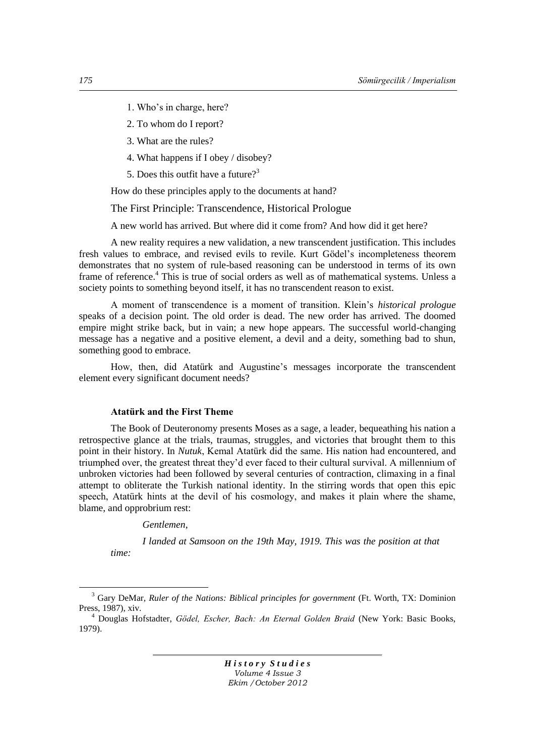1. Who's in charge, here?
2. To whom do I report?
3. What are the rules?
4. What happens if I obey / disobey?
5. Does this outfit have a future?[3]

How do these principles apply to the documents at hand?

## The First Principle: Transcendence, Historical Prologue

A new world has arrived. But where did it come from? And how did it get here?

A new reality requires a new validation, a new transcendent justification. This includes fresh values to embrace, and revised evils to revile. Kurt Gödel's incompleteness theorem demonstrates that no system of rule-based reasoning can be understood in terms of its own frame of reference.[4] This is true of social orders as well as of mathematical systems. Unless a society points to something beyond itself, it has no transcendent reason to exist.

A moment of transcendence is a moment of transition. Klein's *historical prologue* speaks of a decision point. The old order is dead. The new order has arrived. The doomed empire might strike back, but in vain; a new hope appears. The successful world-changing message has a negative and a positive element, a devil and a deity, something bad to shun, something good to embrace.

How, then, did Atatürk and Augustine's messages incorporate the transcendent element every significant document needs?

### Atatürk and the First Theme

The Book of Deuteronomy presents Moses as a sage, a leader, bequeathing his nation a retrospective glance at the trials, traumas, struggles, and victories that brought them to this point in their history. In *Nutuk*, Kemal Atatürk did the same. His nation had encountered, and triumphed over, the greatest threat they'd ever faced to their cultural survival. A millennium of unbroken victories had been followed by several centuries of contraction, climaxing in a final attempt to obliterate the Turkish national identity. In the stirring words that open this epic speech, Atatürk hints at the devil of his cosmology, and makes it plain where the shame, blame, and opprobrium rest:

> *Gentlemen,*
>
> *I landed at Samsoon on the 19th May, 1919. This was the position at that time:*

---

[3] Gary DeMar, *Ruler of the Nations: Biblical principles for government* (Ft. Worth, TX: Dominion Press, 1987), xiv.

[4] Douglas Hofstadter, *Gödel, Escher, Bach: An Eternal Golden Braid* (New York: Basic Books, 1979).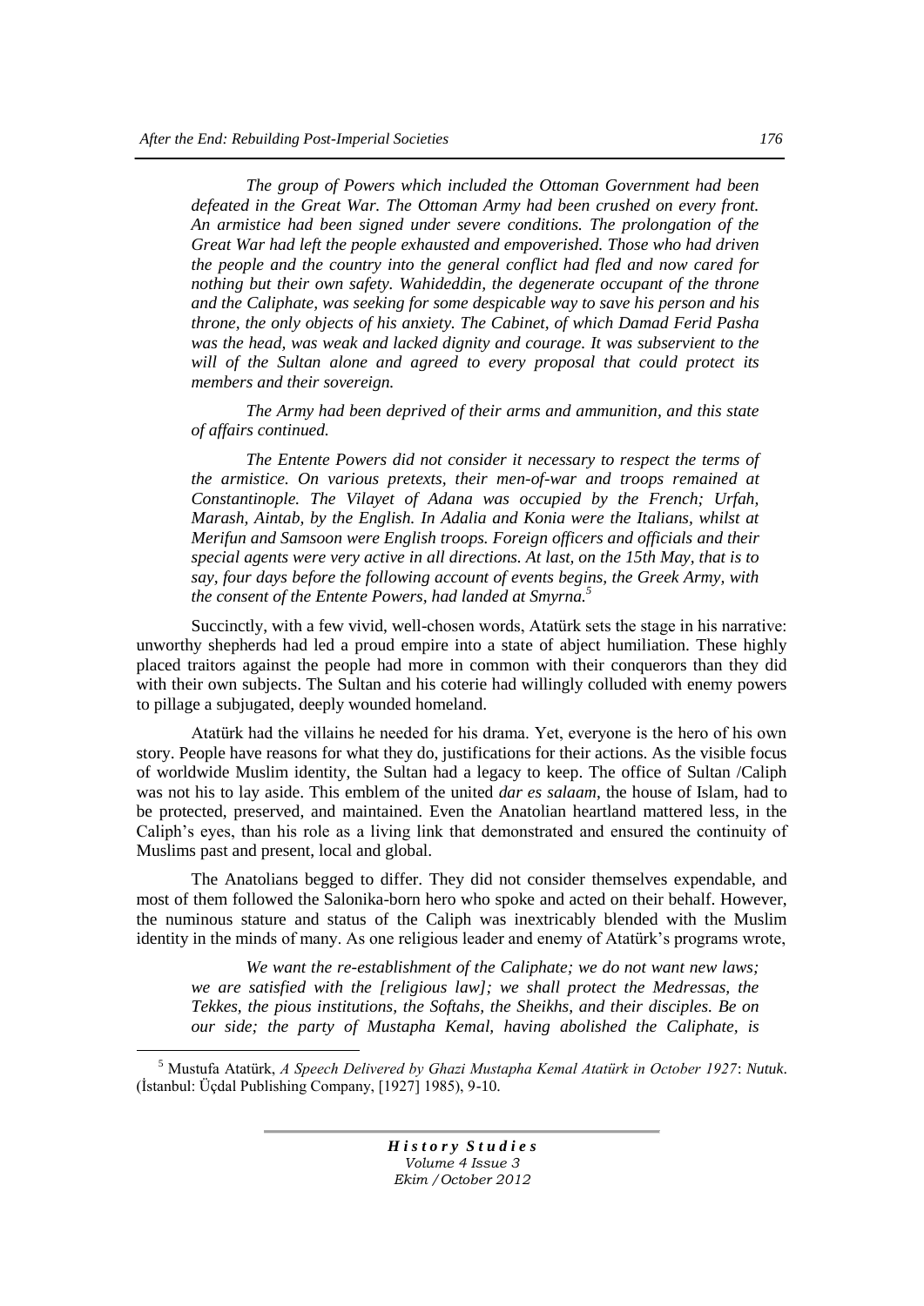*The group of Powers which included the Ottoman Government had been defeated in the Great War. The Ottoman Army had been crushed on every front. An armistice had been signed under severe conditions. The prolongation of the Great War had left the people exhausted and empoverished. Those who had driven the people and the country into the general conflict had fled and now cared for nothing but their own safety. Wahideddin, the degenerate occupant of the throne and the Caliphate, was seeking for some despicable way to save his person and his throne, the only objects of his anxiety. The Cabinet, of which Damad Ferid Pasha was the head, was weak and lacked dignity and courage. It was subservient to the will of the Sultan alone and agreed to every proposal that could protect its members and their sovereign.*

*The Army had been deprived of their arms and ammunition, and this state of affairs continued.*

*The Entente Powers did not consider it necessary to respect the terms of the armistice. On various pretexts, their men-of-war and troops remained at Constantinople. The Vilayet of Adana was occupied by the French; Urfah, Marash, Aintab, by the English. In Adalia and Konia were the Italians, whilst at Merifun and Samsoon were English troops. Foreign officers and officials and their special agents were very active in all directions. At last, on the 15th May, that is to say, four days before the following account of events begins, the Greek Army, with the consent of the Entente Powers, had landed at Smyrna.*[5]

Succinctly, with a few vivid, well-chosen words, Atatürk sets the stage in his narrative: unworthy shepherds had led a proud empire into a state of abject humiliation. These highly placed traitors against the people had more in common with their conquerors than they did with their own subjects. The Sultan and his coterie had willingly colluded with enemy powers to pillage a subjugated, deeply wounded homeland.

Atatürk had the villains he needed for his drama. Yet, everyone is the hero of his own story. People have reasons for what they do, justifications for their actions. As the visible focus of worldwide Muslim identity, the Sultan had a legacy to keep. The office of Sultan /Caliph was not his to lay aside. This emblem of the united *dar es salaam*, the house of Islam, had to be protected, preserved, and maintained. Even the Anatolian heartland mattered less, in the Caliph's eyes, than his role as a living link that demonstrated and ensured the continuity of Muslims past and present, local and global.

The Anatolians begged to differ. They did not consider themselves expendable, and most of them followed the Salonika-born hero who spoke and acted on their behalf. However, the numinous stature and status of the Caliph was inextricably blended with the Muslim identity in the minds of many. As one religious leader and enemy of Atatürk's programs wrote,

*We want the re-establishment of the Caliphate; we do not want new laws; we are satisfied with the [religious law]; we shall protect the Medressas, the Tekkes, the pious institutions, the Softahs, the Sheikhs, and their disciples. Be on our side; the party of Mustapha Kemal, having abolished the Caliphate, is*

[5] Mustufa Atatürk, *A Speech Delivered by Ghazi Mustapha Kemal Atatürk in October 1927*: *Nutuk*. (İstanbul: Üçdal Publishing Company, [1927] 1985), 9-10.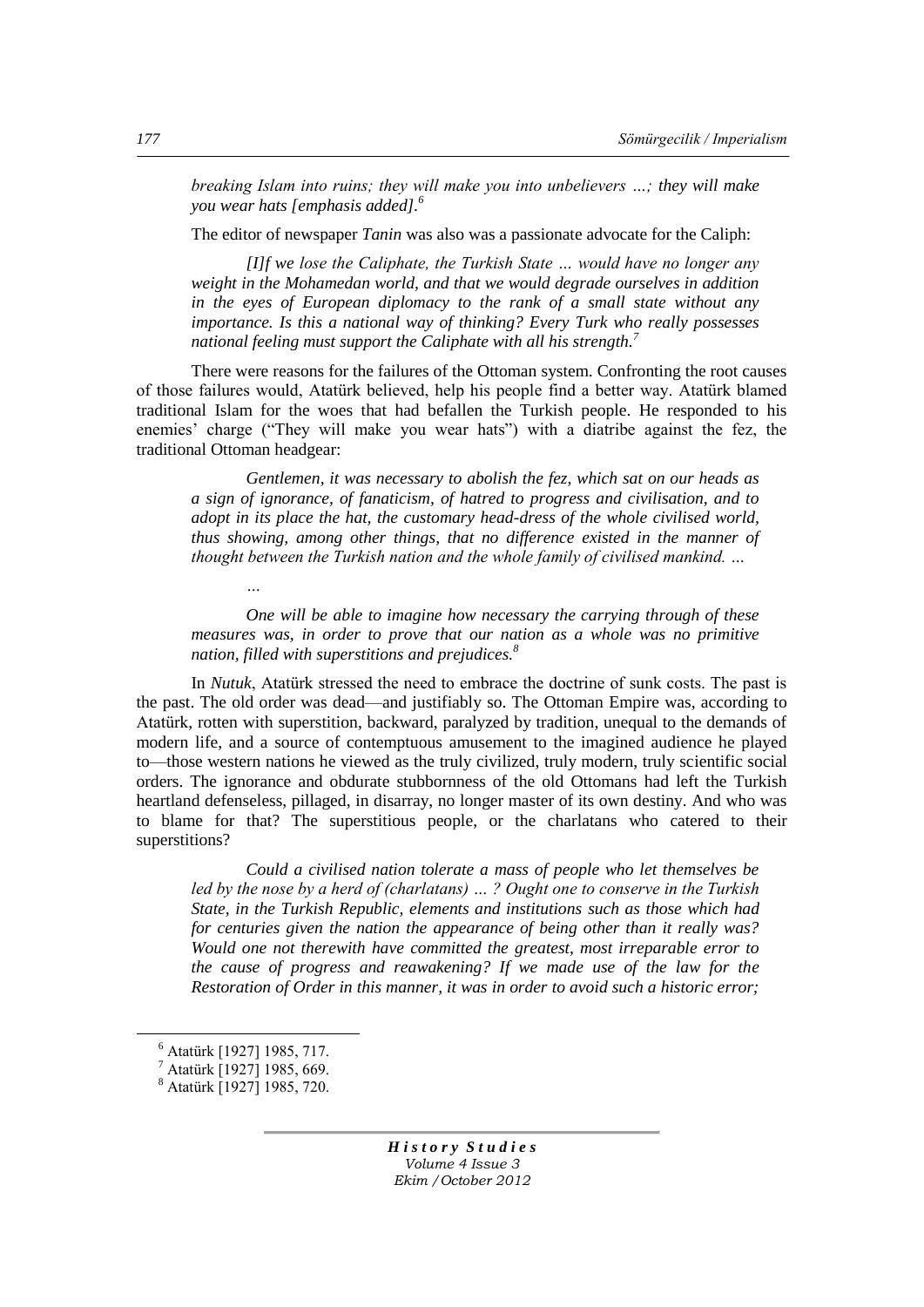*breaking Islam into ruins; they will make you into unbelievers …; they will make you wear hats [emphasis added].*[6]

The editor of newspaper *Tanin* was also was a passionate advocate for the Caliph:

> *[I]f we lose the Caliphate, the Turkish State … would have no longer any weight in the Mohamedan world, and that we would degrade ourselves in addition in the eyes of European diplomacy to the rank of a small state without any importance. Is this a national way of thinking? Every Turk who really possesses national feeling must support the Caliphate with all his strength.*[7]

There were reasons for the failures of the Ottoman system. Confronting the root causes of those failures would, Atatürk believed, help his people find a better way. Atatürk blamed traditional Islam for the woes that had befallen the Turkish people. He responded to his enemies' charge ("They will make you wear hats") with a diatribe against the fez, the traditional Ottoman headgear:

> *Gentlemen, it was necessary to abolish the fez, which sat on our heads as a sign of ignorance, of fanaticism, of hatred to progress and civilisation, and to adopt in its place the hat, the customary head-dress of the whole civilised world, thus showing, among other things, that no difference existed in the manner of thought between the Turkish nation and the whole family of civilised mankind. …*
>
> *…*
>
> *One will be able to imagine how necessary the carrying through of these measures was, in order to prove that our nation as a whole was no primitive nation, filled with superstitions and prejudices.*[8]

In *Nutuk*, Atatürk stressed the need to embrace the doctrine of sunk costs. The past is the past. The old order was dead—and justifiably so. The Ottoman Empire was, according to Atatürk, rotten with superstition, backward, paralyzed by tradition, unequal to the demands of modern life, and a source of contemptuous amusement to the imagined audience he played to—those western nations he viewed as the truly civilized, truly modern, truly scientific social orders. The ignorance and obdurate stubbornness of the old Ottomans had left the Turkish heartland defenseless, pillaged, in disarray, no longer master of its own destiny. And who was to blame for that? The superstitious people, or the charlatans who catered to their superstitions?

> *Could a civilised nation tolerate a mass of people who let themselves be led by the nose by a herd of (charlatans) … ? Ought one to conserve in the Turkish State, in the Turkish Republic, elements and institutions such as those which had for centuries given the nation the appearance of being other than it really was? Would one not therewith have committed the greatest, most irreparable error to the cause of progress and reawakening? If we made use of the law for the Restoration of Order in this manner, it was in order to avoid such a historic error;*

[6] Atatürk [1927] 1985, 717.

[7] Atatürk [1927] 1985, 669.

[8] Atatürk [1927] 1985, 720.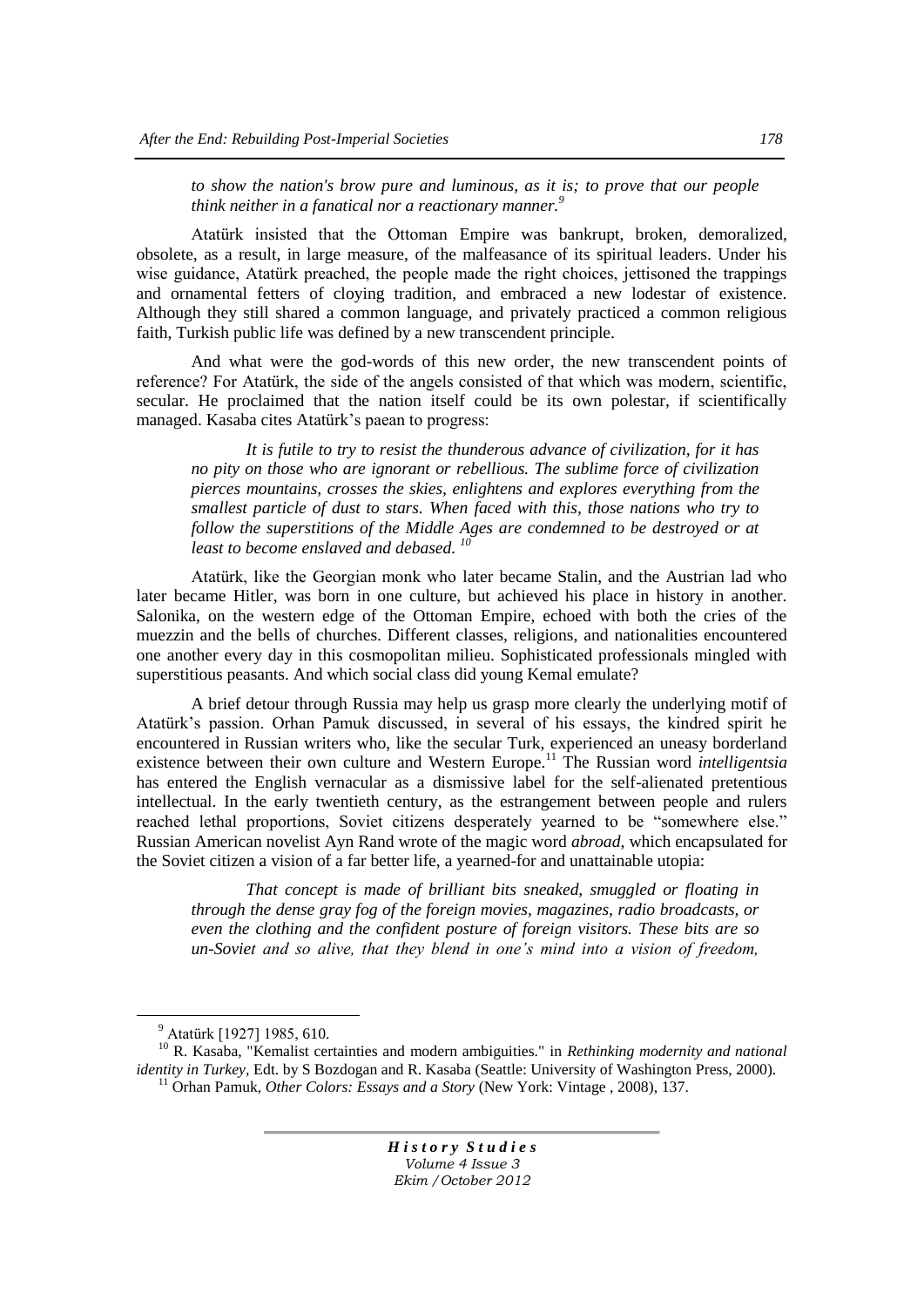*to show the nation's brow pure and luminous, as it is; to prove that our people think neither in a fanatical nor a reactionary manner.*[9]

Atatürk insisted that the Ottoman Empire was bankrupt, broken, demoralized, obsolete, as a result, in large measure, of the malfeasance of its spiritual leaders. Under his wise guidance, Atatürk preached, the people made the right choices, jettisoned the trappings and ornamental fetters of cloying tradition, and embraced a new lodestar of existence. Although they still shared a common language, and privately practiced a common religious faith, Turkish public life was defined by a new transcendent principle.

And what were the god-words of this new order, the new transcendent points of reference? For Atatürk, the side of the angels consisted of that which was modern, scientific, secular. He proclaimed that the nation itself could be its own polestar, if scientifically managed. Kasaba cites Atatürk's paean to progress:

> *It is futile to try to resist the thunderous advance of civilization, for it has no pity on those who are ignorant or rebellious. The sublime force of civilization pierces mountains, crosses the skies, enlightens and explores everything from the smallest particle of dust to stars. When faced with this, those nations who try to follow the superstitions of the Middle Ages are condemned to be destroyed or at least to become enslaved and debased.* [10]

Atatürk, like the Georgian monk who later became Stalin, and the Austrian lad who later became Hitler, was born in one culture, but achieved his place in history in another. Salonika, on the western edge of the Ottoman Empire, echoed with both the cries of the muezzin and the bells of churches. Different classes, religions, and nationalities encountered one another every day in this cosmopolitan milieu. Sophisticated professionals mingled with superstitious peasants. And which social class did young Kemal emulate?

A brief detour through Russia may help us grasp more clearly the underlying motif of Atatürk's passion. Orhan Pamuk discussed, in several of his essays, the kindred spirit he encountered in Russian writers who, like the secular Turk, experienced an uneasy borderland existence between their own culture and Western Europe.[11] The Russian word *intelligentsia* has entered the English vernacular as a dismissive label for the self-alienated pretentious intellectual. In the early twentieth century, as the estrangement between people and rulers reached lethal proportions, Soviet citizens desperately yearned to be "somewhere else." Russian American novelist Ayn Rand wrote of the magic word *abroad*, which encapsulated for the Soviet citizen a vision of a far better life, a yearned-for and unattainable utopia:

> *That concept is made of brilliant bits sneaked, smuggled or floating in through the dense gray fog of the foreign movies, magazines, radio broadcasts, or even the clothing and the confident posture of foreign visitors. These bits are so un-Soviet and so alive, that they blend in one's mind into a vision of freedom,*

---

[9] Atatürk [1927] 1985, 610.

[10] R. Kasaba, "Kemalist certainties and modern ambiguities." in *Rethinking modernity and national identity in Turkey*, Edt. by S Bozdogan and R. Kasaba (Seattle: University of Washington Press, 2000).

[11] Orhan Pamuk, *Other Colors: Essays and a Story* (New York: Vintage , 2008), 137.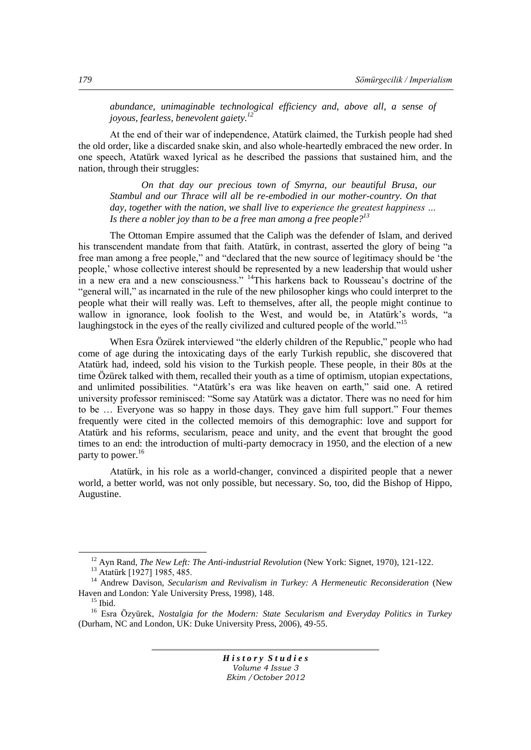*abundance, unimaginable technological efficiency and, above all, a sense of joyous, fearless, benevolent gaiety.*[12]

At the end of their war of independence, Atatürk claimed, the Turkish people had shed the old order, like a discarded snake skin, and also whole-heartedly embraced the new order. In one speech, Atatürk waxed lyrical as he described the passions that sustained him, and the nation, through their struggles:

> *On that day our precious town of Smyrna, our beautiful Brusa, our Stambul and our Thrace will all be re-embodied in our mother-country. On that day, together with the nation, we shall live to experience the greatest happiness … Is there a nobler joy than to be a free man among a free people?*[13]

The Ottoman Empire assumed that the Caliph was the defender of Islam, and derived his transcendent mandate from that faith. Atatürk, in contrast, asserted the glory of being "a free man among a free people," and "declared that the new source of legitimacy should be 'the people,' whose collective interest should be represented by a new leadership that would usher in a new era and a new consciousness." [14]This harkens back to Rousseau's doctrine of the "general will," as incarnated in the rule of the new philosopher kings who could interpret to the people what their will really was. Left to themselves, after all, the people might continue to wallow in ignorance, look foolish to the West, and would be, in Atatürk's words, "a laughingstock in the eyes of the really civilized and cultured people of the world."[15]

When Esra Özürek interviewed "the elderly children of the Republic," people who had come of age during the intoxicating days of the early Turkish republic, she discovered that Atatürk had, indeed, sold his vision to the Turkish people. These people, in their 80s at the time Özürek talked with them, recalled their youth as a time of optimism, utopian expectations, and unlimited possibilities. "Atatürk's era was like heaven on earth," said one. A retired university professor reminisced: "Some say Atatürk was a dictator. There was no need for him to be … Everyone was so happy in those days. They gave him full support." Four themes frequently were cited in the collected memoirs of this demographic: love and support for Atatürk and his reforms, secularism, peace and unity, and the event that brought the good times to an end: the introduction of multi-party democracy in 1950, and the election of a new party to power.[16]

Atatürk, in his role as a world-changer, convinced a dispirited people that a newer world, a better world, was not only possible, but necessary. So, too, did the Bishop of Hippo, Augustine.

---

[12] Ayn Rand, *The New Left: The Anti-industrial Revolution* (New York: Signet, 1970), 121-122.

[13] Atatürk [1927] 1985, 485.

[14] Andrew Davison, *Secularism and Revivalism in Turkey: A Hermeneutic Reconsideration* (New Haven and London: Yale University Press, 1998), 148.

[15] Ibid.

[16] Esra Özyürek, *Nostalgia for the Modern: State Secularism and Everyday Politics in Turkey* (Durham, NC and London, UK: Duke University Press, 2006), 49-55.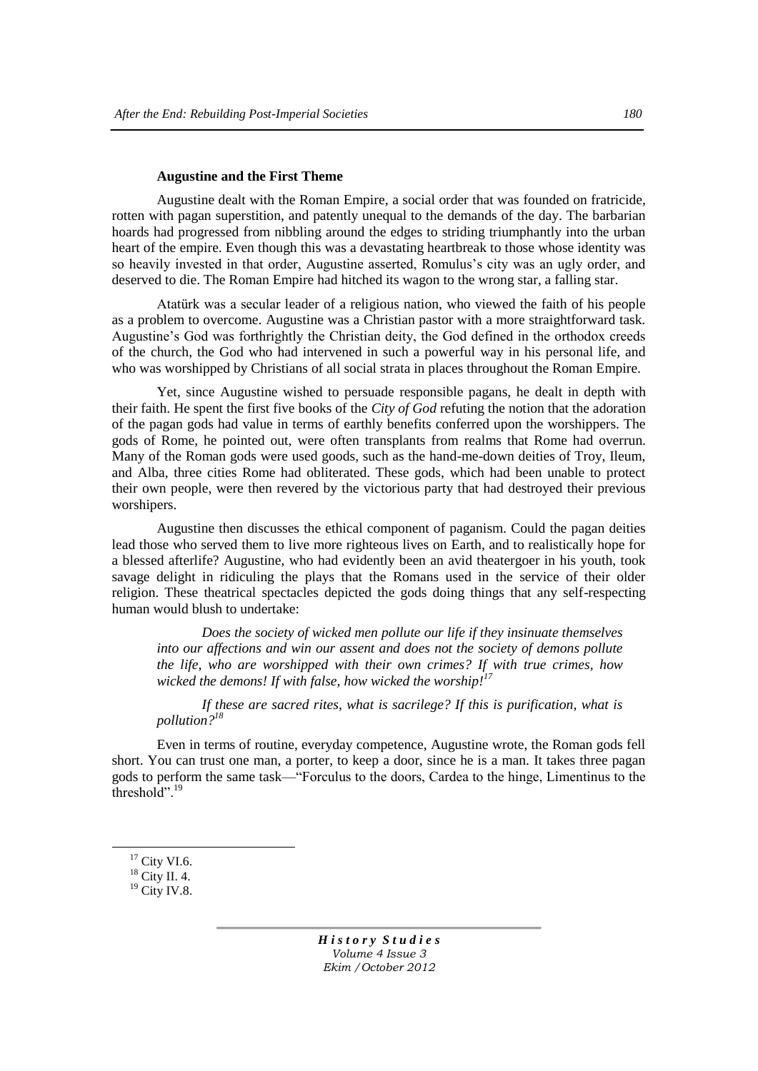**Augustine and the First Theme**

Augustine dealt with the Roman Empire, a social order that was founded on fratricide, rotten with pagan superstition, and patently unequal to the demands of the day. The barbarian hoards had progressed from nibbling around the edges to striding triumphantly into the urban heart of the empire. Even though this was a devastating heartbreak to those whose identity was so heavily invested in that order, Augustine asserted, Romulus's city was an ugly order, and deserved to die. The Roman Empire had hitched its wagon to the wrong star, a falling star.

Atatürk was a secular leader of a religious nation, who viewed the faith of his people as a problem to overcome. Augustine was a Christian pastor with a more straightforward task. Augustine's God was forthrightly the Christian deity, the God defined in the orthodox creeds of the church, the God who had intervened in such a powerful way in his personal life, and who was worshipped by Christians of all social strata in places throughout the Roman Empire.

Yet, since Augustine wished to persuade responsible pagans, he dealt in depth with their faith. He spent the first five books of the *City of God* refuting the notion that the adoration of the pagan gods had value in terms of earthly benefits conferred upon the worshippers. The gods of Rome, he pointed out, were often transplants from realms that Rome had overrun. Many of the Roman gods were used goods, such as the hand-me-down deities of Troy, Ileum, and Alba, three cities Rome had obliterated. These gods, which had been unable to protect their own people, were then revered by the victorious party that had destroyed their previous worshipers.

Augustine then discusses the ethical component of paganism. Could the pagan deities lead those who served them to live more righteous lives on Earth, and to realistically hope for a blessed afterlife? Augustine, who had evidently been an avid theatergoer in his youth, took savage delight in ridiculing the plays that the Romans used in the service of their older religion. These theatrical spectacles depicted the gods doing things that any self-respecting human would blush to undertake:

> *Does the society of wicked men pollute our life if they insinuate themselves into our affections and win our assent and does not the society of demons pollute the life, who are worshipped with their own crimes? If with true crimes, how wicked the demons! If with false, how wicked the worship!*[17]
>
> *If these are sacred rites, what is sacrilege? If this is purification, what is pollution?*[18]

Even in terms of routine, everyday competence, Augustine wrote, the Roman gods fell short. You can trust one man, a porter, to keep a door, since he is a man. It takes three pagan gods to perform the same task—"Forculus to the doors, Cardea to the hinge, Limentinus to the threshold".[19]

---

[17] City VI.6.

[18] City II. 4.

[19] City IV.8.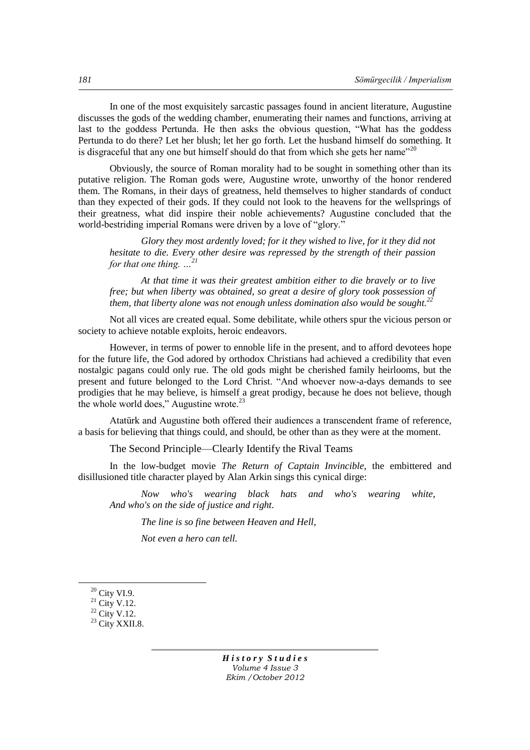In one of the most exquisitely sarcastic passages found in ancient literature, Augustine discusses the gods of the wedding chamber, enumerating their names and functions, arriving at last to the goddess Pertunda. He then asks the obvious question, "What has the goddess Pertunda to do there? Let her blush; let her go forth. Let the husband himself do something. It is disgraceful that any one but himself should do that from which she gets her name"[20]

Obviously, the source of Roman morality had to be sought in something other than its putative religion. The Roman gods were, Augustine wrote, unworthy of the honor rendered them. The Romans, in their days of greatness, held themselves to higher standards of conduct than they expected of their gods. If they could not look to the heavens for the wellsprings of their greatness, what did inspire their noble achievements? Augustine concluded that the world-bestriding imperial Romans were driven by a love of "glory."

> *Glory they most ardently loved; for it they wished to live, for it they did not hesitate to die. Every other desire was repressed by the strength of their passion for that one thing. ...*[21]
>
> *At that time it was their greatest ambition either to die bravely or to live free; but when liberty was obtained, so great a desire of glory took possession of them, that liberty alone was not enough unless domination also would be sought.*[22]

Not all vices are created equal. Some debilitate, while others spur the vicious person or society to achieve notable exploits, heroic endeavors.

However, in terms of power to ennoble life in the present, and to afford devotees hope for the future life, the God adored by orthodox Christians had achieved a credibility that even nostalgic pagans could only rue. The old gods might be cherished family heirlooms, but the present and future belonged to the Lord Christ. "And whoever now-a-days demands to see prodigies that he may believe, is himself a great prodigy, because he does not believe, though the whole world does," Augustine wrote.[23]

Atatürk and Augustine both offered their audiences a transcendent frame of reference, a basis for believing that things could, and should, be other than as they were at the moment.

## The Second Principle—Clearly Identify the Rival Teams

In the low-budget movie *The Return of Captain Invincible*, the embittered and disillusioned title character played by Alan Arkin sings this cynical dirge:

> *Now who's wearing black hats and who's wearing white,*
> *And who's on the side of justice and right.*
>
> *The line is so fine between Heaven and Hell,*
>
> *Not even a hero can tell.*

---

[20] City VI.9.

[21] City V.12.

[22] City V.12.

[23] City XXII.8.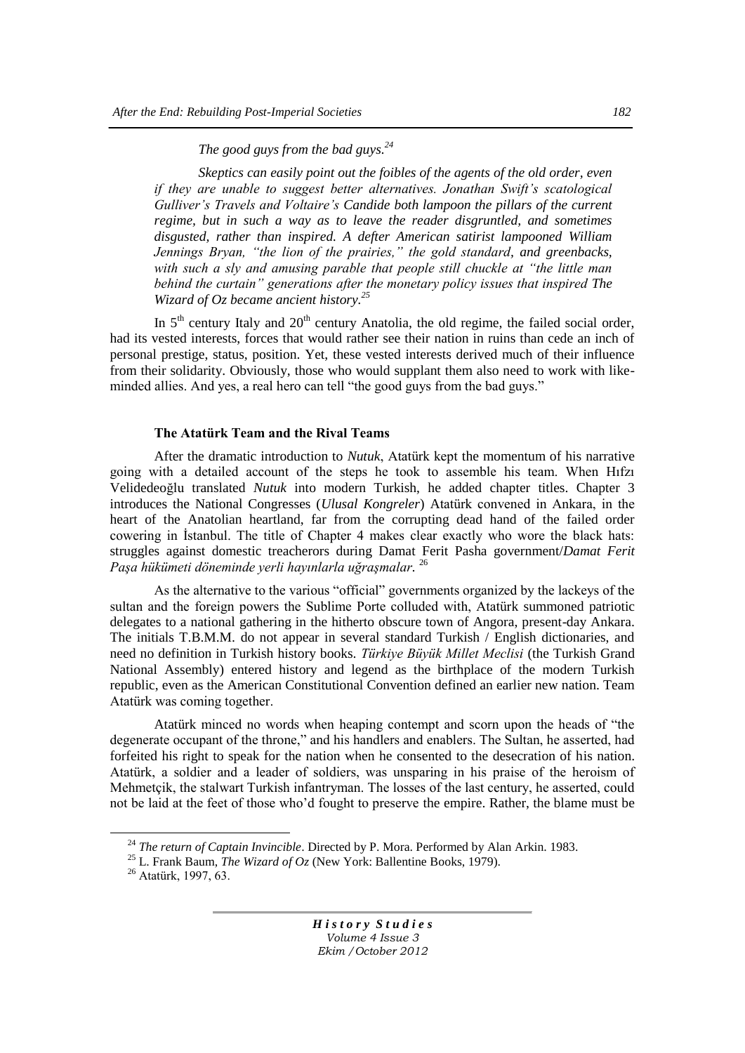*The good guys from the bad guys.*[24]

*Skeptics can easily point out the foibles of the agents of the old order, even if they are unable to suggest better alternatives. Jonathan Swift's scatological Gulliver's Travels and Voltaire's Candide both lampoon the pillars of the current regime, but in such a way as to leave the reader disgruntled, and sometimes disgusted, rather than inspired. A defter American satirist lampooned William Jennings Bryan, "the lion of the prairies," the gold standard, and greenbacks, with such a sly and amusing parable that people still chuckle at "the little man behind the curtain" generations after the monetary policy issues that inspired The Wizard of Oz became ancient history.*[25]

In 5th century Italy and 20th century Anatolia, the old regime, the failed social order, had its vested interests, forces that would rather see their nation in ruins than cede an inch of personal prestige, status, position. Yet, these vested interests derived much of their influence from their solidarity. Obviously, those who would supplant them also need to work with like-minded allies. And yes, a real hero can tell "the good guys from the bad guys."

### The Atatürk Team and the Rival Teams

After the dramatic introduction to *Nutuk*, Atatürk kept the momentum of his narrative going with a detailed account of the steps he took to assemble his team. When Hıfzı Velidedeoğlu translated *Nutuk* into modern Turkish, he added chapter titles. Chapter 3 introduces the National Congresses (*Ulusal Kongreler*) Atatürk convened in Ankara, in the heart of the Anatolian heartland, far from the corrupting dead hand of the failed order cowering in İstanbul. The title of Chapter 4 makes clear exactly who wore the black hats: struggles against domestic treacherors during Damat Ferit Pasha government/*Damat Ferit Paşa hükümeti döneminde yerli hayınlarla uğraşmalar.*[26]

As the alternative to the various "official" governments organized by the lackeys of the sultan and the foreign powers the Sublime Porte colluded with, Atatürk summoned patriotic delegates to a national gathering in the hitherto obscure town of Angora, present-day Ankara. The initials T.B.M.M. do not appear in several standard Turkish / English dictionaries, and need no definition in Turkish history books. *Türkiye Büyük Millet Meclisi* (the Turkish Grand National Assembly) entered history and legend as the birthplace of the modern Turkish republic, even as the American Constitutional Convention defined an earlier new nation. Team Atatürk was coming together.

Atatürk minced no words when heaping contempt and scorn upon the heads of "the degenerate occupant of the throne," and his handlers and enablers. The Sultan, he asserted, had forfeited his right to speak for the nation when he consented to the desecration of his nation. Atatürk, a soldier and a leader of soldiers, was unsparing in his praise of the heroism of Mehmetçik, the stalwart Turkish infantryman. The losses of the last century, he asserted, could not be laid at the feet of those who'd fought to preserve the empire. Rather, the blame must be

---

[24] *The return of Captain Invincible*. Directed by P. Mora. Performed by Alan Arkin. 1983.

[25] L. Frank Baum, *The Wizard of Oz* (New York: Ballentine Books, 1979).

[26] Atatürk, 1997, 63.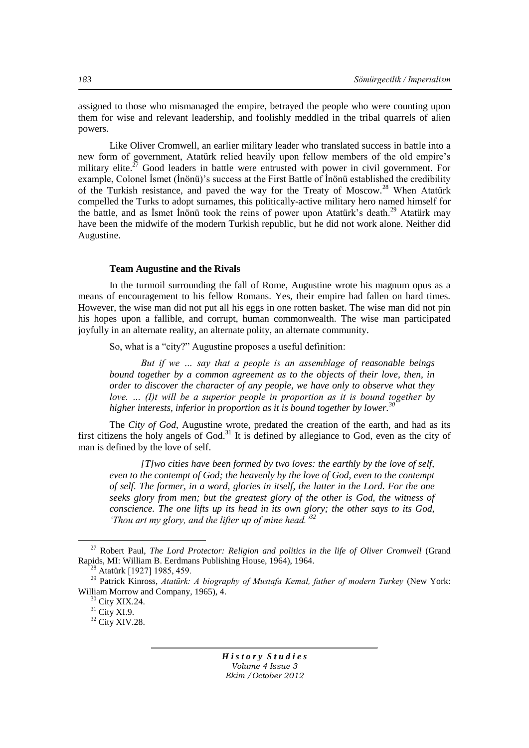assigned to those who mismanaged the empire, betrayed the people who were counting upon them for wise and relevant leadership, and foolishly meddled in the tribal quarrels of alien powers.

Like Oliver Cromwell, an earlier military leader who translated success in battle into a new form of government, Atatürk relied heavily upon fellow members of the old empire's military elite.[27] Good leaders in battle were entrusted with power in civil government. For example, Colonel İsmet (İnönü)'s success at the First Battle of İnönü established the credibility of the Turkish resistance, and paved the way for the Treaty of Moscow.[28] When Atatürk compelled the Turks to adopt surnames, this politically-active military hero named himself for the battle, and as İsmet İnönü took the reins of power upon Atatürk's death.[29] Atatürk may have been the midwife of the modern Turkish republic, but he did not work alone. Neither did Augustine.

### Team Augustine and the Rivals

In the turmoil surrounding the fall of Rome, Augustine wrote his magnum opus as a means of encouragement to his fellow Romans. Yes, their empire had fallen on hard times. However, the wise man did not put all his eggs in one rotten basket. The wise man did not pin his hopes upon a fallible, and corrupt, human commonwealth. The wise man participated joyfully in an alternate reality, an alternate polity, an alternate community.

So, what is a "city?" Augustine proposes a useful definition:

> *But if we … say that a people is an assemblage of reasonable beings bound together by a common agreement as to the objects of their love, then, in order to discover the character of any people, we have only to observe what they love. … (I)t will be a superior people in proportion as it is bound together by higher interests, inferior in proportion as it is bound together by lower.*[30]

The *City of God*, Augustine wrote, predated the creation of the earth, and had as its first citizens the holy angels of God.[31] It is defined by allegiance to God, even as the city of man is defined by the love of self.

> *[T]wo cities have been formed by two loves: the earthly by the love of self, even to the contempt of God; the heavenly by the love of God, even to the contempt of self. The former, in a word, glories in itself, the latter in the Lord. For the one seeks glory from men; but the greatest glory of the other is God, the witness of conscience. The one lifts up its head in its own glory; the other says to its God, 'Thou art my glory, and the lifter up of mine head.'*[32]

---

[27] Robert Paul, *The Lord Protector: Religion and politics in the life of Oliver Cromwell* (Grand Rapids, MI: William B. Eerdmans Publishing House, 1964), 1964.

[28] Atatürk [1927] 1985, 459.

[29] Patrick Kinross, *Atatürk: A biography of Mustafa Kemal, father of modern Turkey* (New York: William Morrow and Company, 1965), 4.

[30] City XIX.24.

[31] City XI.9.

[32] City XIV.28.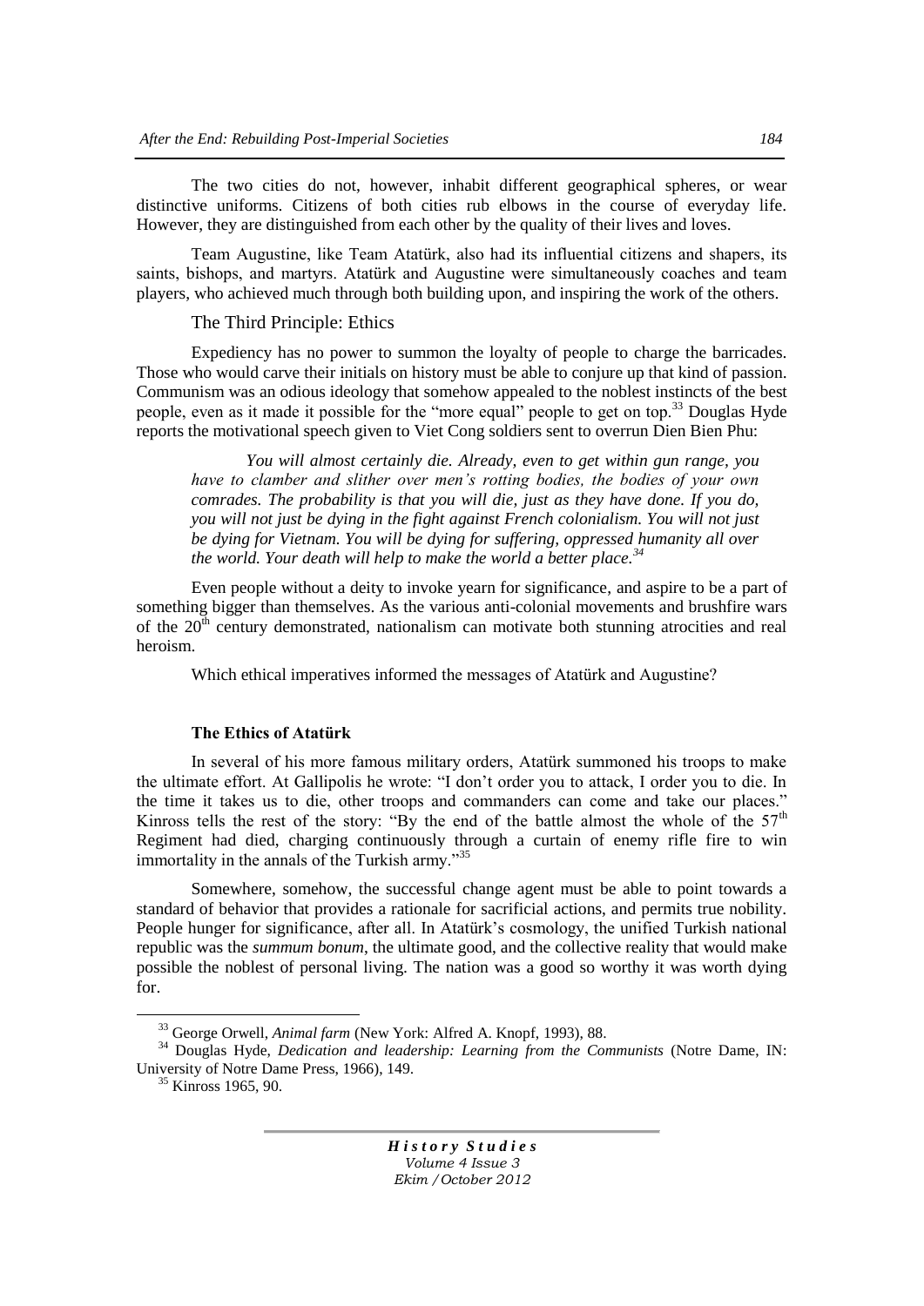The two cities do not, however, inhabit different geographical spheres, or wear distinctive uniforms. Citizens of both cities rub elbows in the course of everyday life. However, they are distinguished from each other by the quality of their lives and loves.

Team Augustine, like Team Atatürk, also had its influential citizens and shapers, its saints, bishops, and martyrs. Atatürk and Augustine were simultaneously coaches and team players, who achieved much through both building upon, and inspiring the work of the others.

## The Third Principle: Ethics

Expediency has no power to summon the loyalty of people to charge the barricades. Those who would carve their initials on history must be able to conjure up that kind of passion. Communism was an odious ideology that somehow appealed to the noblest instincts of the best people, even as it made it possible for the "more equal" people to get on top.[33] Douglas Hyde reports the motivational speech given to Viet Cong soldiers sent to overrun Dien Bien Phu:

> *You will almost certainly die. Already, even to get within gun range, you have to clamber and slither over men's rotting bodies, the bodies of your own comrades. The probability is that you will die, just as they have done. If you do, you will not just be dying in the fight against French colonialism. You will not just be dying for Vietnam. You will be dying for suffering, oppressed humanity all over the world. Your death will help to make the world a better place.*[34]

Even people without a deity to invoke yearn for significance, and aspire to be a part of something bigger than themselves. As the various anti-colonial movements and brushfire wars of the 20[th] century demonstrated, nationalism can motivate both stunning atrocities and real heroism.

Which ethical imperatives informed the messages of Atatürk and Augustine?

### The Ethics of Atatürk

In several of his more famous military orders, Atatürk summoned his troops to make the ultimate effort. At Gallipolis he wrote: "I don't order you to attack, I order you to die. In the time it takes us to die, other troops and commanders can come and take our places." Kinross tells the rest of the story: "By the end of the battle almost the whole of the 57[th] Regiment had died, charging continuously through a curtain of enemy rifle fire to win immortality in the annals of the Turkish army."[35]

Somewhere, somehow, the successful change agent must be able to point towards a standard of behavior that provides a rationale for sacrificial actions, and permits true nobility. People hunger for significance, after all. In Atatürk's cosmology, the unified Turkish national republic was the *summum bonum*, the ultimate good, and the collective reality that would make possible the noblest of personal living. The nation was a good so worthy it was worth dying for.

---

[33] George Orwell, *Animal farm* (New York: Alfred A. Knopf, 1993), 88.

[34] Douglas Hyde, *Dedication and leadership: Learning from the Communists* (Notre Dame, IN: University of Notre Dame Press, 1966), 149.

[35] Kinross 1965, 90.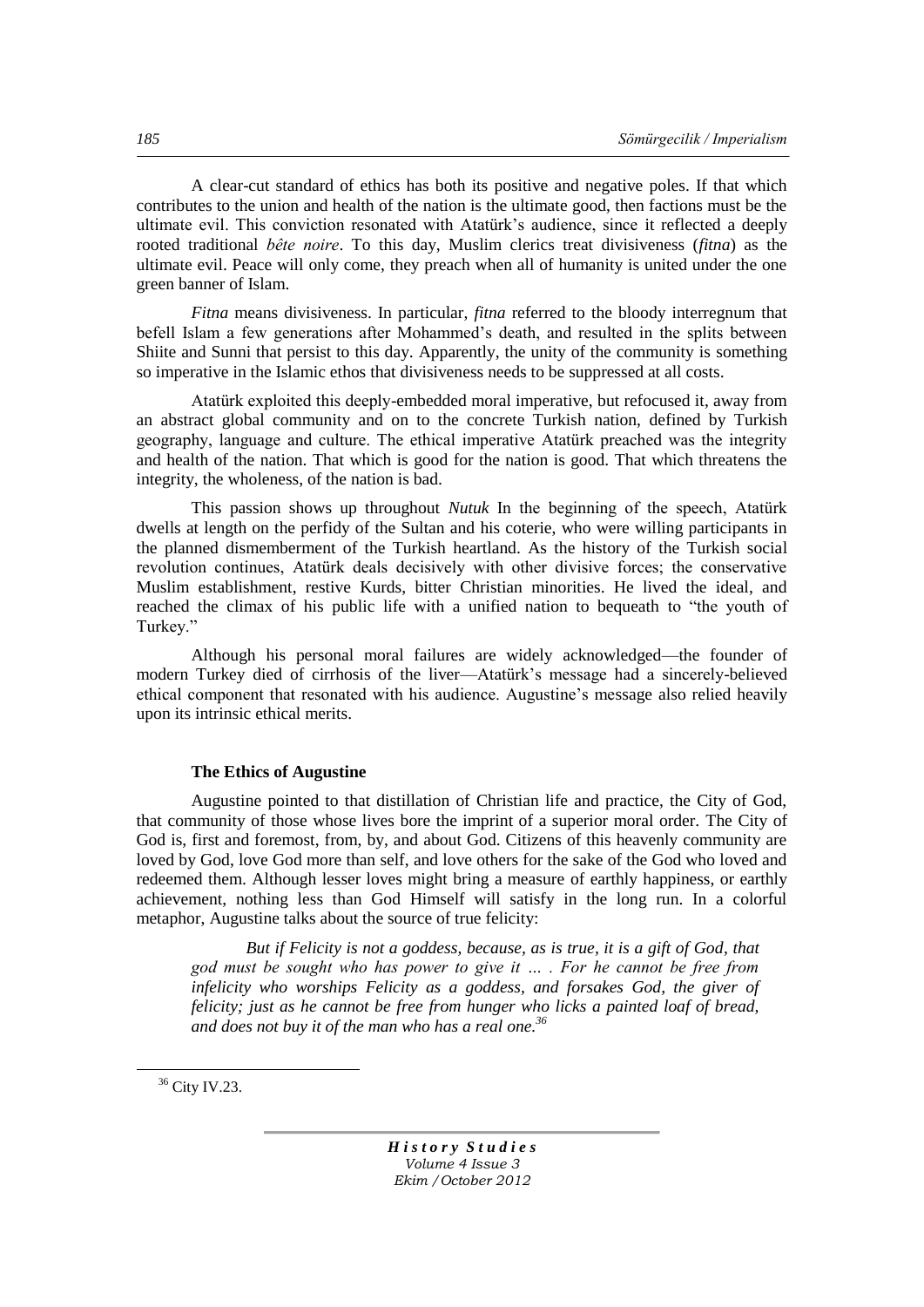A clear-cut standard of ethics has both its positive and negative poles. If that which contributes to the union and health of the nation is the ultimate good, then factions must be the ultimate evil. This conviction resonated with Atatürk's audience, since it reflected a deeply rooted traditional *bête noire*. To this day, Muslim clerics treat divisiveness (*fitna*) as the ultimate evil. Peace will only come, they preach when all of humanity is united under the one green banner of Islam.

*Fitna* means divisiveness. In particular, *fitna* referred to the bloody interregnum that befell Islam a few generations after Mohammed's death, and resulted in the splits between Shiite and Sunni that persist to this day. Apparently, the unity of the community is something so imperative in the Islamic ethos that divisiveness needs to be suppressed at all costs.

Atatürk exploited this deeply-embedded moral imperative, but refocused it, away from an abstract global community and on to the concrete Turkish nation, defined by Turkish geography, language and culture. The ethical imperative Atatürk preached was the integrity and health of the nation. That which is good for the nation is good. That which threatens the integrity, the wholeness, of the nation is bad.

This passion shows up throughout *Nutuk* In the beginning of the speech, Atatürk dwells at length on the perfidy of the Sultan and his coterie, who were willing participants in the planned dismemberment of the Turkish heartland. As the history of the Turkish social revolution continues, Atatürk deals decisively with other divisive forces; the conservative Muslim establishment, restive Kurds, bitter Christian minorities. He lived the ideal, and reached the climax of his public life with a unified nation to bequeath to "the youth of Turkey."

Although his personal moral failures are widely acknowledged—the founder of modern Turkey died of cirrhosis of the liver—Atatürk's message had a sincerely-believed ethical component that resonated with his audience. Augustine's message also relied heavily upon its intrinsic ethical merits.

### The Ethics of Augustine

Augustine pointed to that distillation of Christian life and practice, the City of God, that community of those whose lives bore the imprint of a superior moral order. The City of God is, first and foremost, from, by, and about God. Citizens of this heavenly community are loved by God, love God more than self, and love others for the sake of the God who loved and redeemed them. Although lesser loves might bring a measure of earthly happiness, or earthly achievement, nothing less than God Himself will satisfy in the long run. In a colorful metaphor, Augustine talks about the source of true felicity:

> *But if Felicity is not a goddess, because, as is true, it is a gift of God, that god must be sought who has power to give it … . For he cannot be free from infelicity who worships Felicity as a goddess, and forsakes God, the giver of felicity; just as he cannot be free from hunger who licks a painted loaf of bread, and does not buy it of the man who has a real one.*[36]

[36] City IV.23.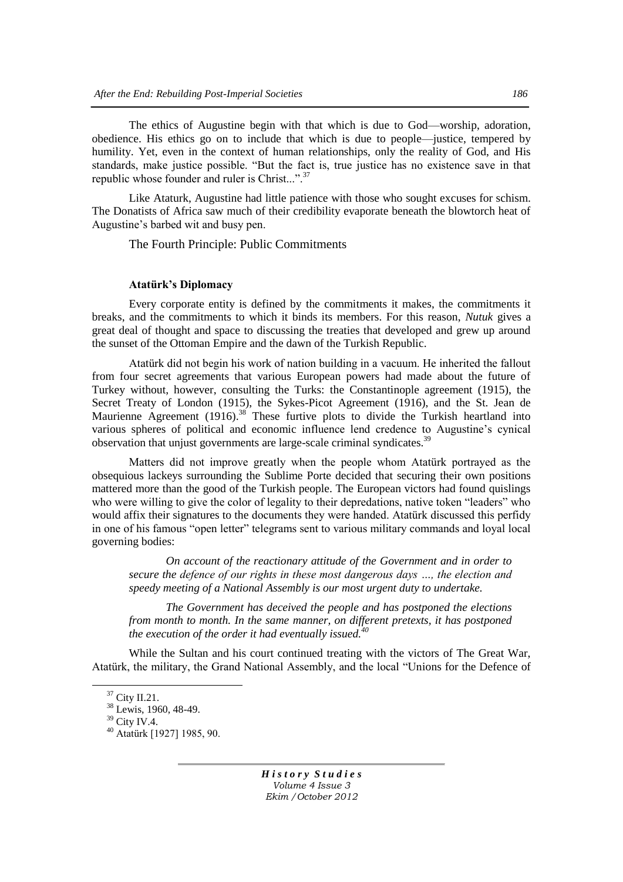The ethics of Augustine begin with that which is due to God—worship, adoration, obedience. His ethics go on to include that which is due to people—justice, tempered by humility. Yet, even in the context of human relationships, only the reality of God, and His standards, make justice possible. "But the fact is, true justice has no existence save in that republic whose founder and ruler is Christ...".[37]

Like Ataturk, Augustine had little patience with those who sought excuses for schism. The Donatists of Africa saw much of their credibility evaporate beneath the blowtorch heat of Augustine's barbed wit and busy pen.

## The Fourth Principle: Public Commitments

### Atatürk's Diplomacy

Every corporate entity is defined by the commitments it makes, the commitments it breaks, and the commitments to which it binds its members. For this reason, *Nutuk* gives a great deal of thought and space to discussing the treaties that developed and grew up around the sunset of the Ottoman Empire and the dawn of the Turkish Republic.

Atatürk did not begin his work of nation building in a vacuum. He inherited the fallout from four secret agreements that various European powers had made about the future of Turkey without, however, consulting the Turks: the Constantinople agreement (1915), the Secret Treaty of London (1915), the Sykes-Picot Agreement (1916), and the St. Jean de Maurienne Agreement (1916).[38] These furtive plots to divide the Turkish heartland into various spheres of political and economic influence lend credence to Augustine's cynical observation that unjust governments are large-scale criminal syndicates.[39]

Matters did not improve greatly when the people whom Atatürk portrayed as the obsequious lackeys surrounding the Sublime Porte decided that securing their own positions mattered more than the good of the Turkish people. The European victors had found quislings who were willing to give the color of legality to their depredations, native token "leaders" who would affix their signatures to the documents they were handed. Atatürk discussed this perfidy in one of his famous "open letter" telegrams sent to various military commands and loyal local governing bodies:

> *On account of the reactionary attitude of the Government and in order to secure the defence of our rights in these most dangerous days …, the election and speedy meeting of a National Assembly is our most urgent duty to undertake.*
>
> *The Government has deceived the people and has postponed the elections from month to month. In the same manner, on different pretexts, it has postponed the execution of the order it had eventually issued.*[40]

While the Sultan and his court continued treating with the victors of The Great War, Atatürk, the military, the Grand National Assembly, and the local "Unions for the Defence of

[37] City II.21.

[38] Lewis, 1960, 48-49.

[39] City IV.4.

[40] Atatürk [1927] 1985, 90.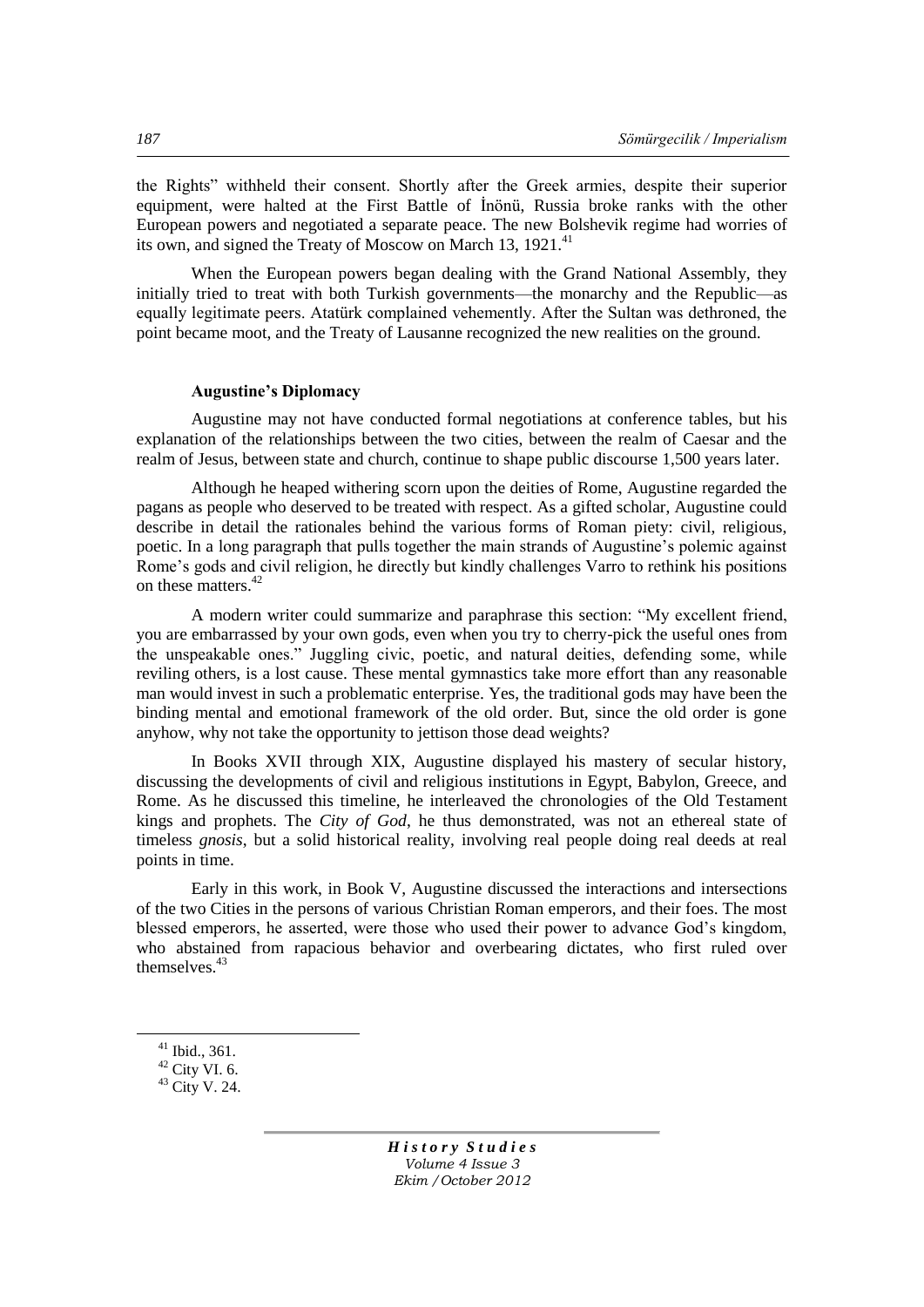the Rights" withheld their consent. Shortly after the Greek armies, despite their superior equipment, were halted at the First Battle of İnönü, Russia broke ranks with the other European powers and negotiated a separate peace. The new Bolshevik regime had worries of its own, and signed the Treaty of Moscow on March 13, 1921.[41]

When the European powers began dealing with the Grand National Assembly, they initially tried to treat with both Turkish governments—the monarchy and the Republic—as equally legitimate peers. Atatürk complained vehemently. After the Sultan was dethroned, the point became moot, and the Treaty of Lausanne recognized the new realities on the ground.

**Augustine's Diplomacy**

Augustine may not have conducted formal negotiations at conference tables, but his explanation of the relationships between the two cities, between the realm of Caesar and the realm of Jesus, between state and church, continue to shape public discourse 1,500 years later.

Although he heaped withering scorn upon the deities of Rome, Augustine regarded the pagans as people who deserved to be treated with respect. As a gifted scholar, Augustine could describe in detail the rationales behind the various forms of Roman piety: civil, religious, poetic. In a long paragraph that pulls together the main strands of Augustine's polemic against Rome's gods and civil religion, he directly but kindly challenges Varro to rethink his positions on these matters.[42]

A modern writer could summarize and paraphrase this section: "My excellent friend, you are embarrassed by your own gods, even when you try to cherry-pick the useful ones from the unspeakable ones." Juggling civic, poetic, and natural deities, defending some, while reviling others, is a lost cause. These mental gymnastics take more effort than any reasonable man would invest in such a problematic enterprise. Yes, the traditional gods may have been the binding mental and emotional framework of the old order. But, since the old order is gone anyhow, why not take the opportunity to jettison those dead weights?

In Books XVII through XIX, Augustine displayed his mastery of secular history, discussing the developments of civil and religious institutions in Egypt, Babylon, Greece, and Rome. As he discussed this timeline, he interleaved the chronologies of the Old Testament kings and prophets. The *City of God*, he thus demonstrated, was not an ethereal state of timeless *gnosis*, but a solid historical reality, involving real people doing real deeds at real points in time.

Early in this work, in Book V, Augustine discussed the interactions and intersections of the two Cities in the persons of various Christian Roman emperors, and their foes. The most blessed emperors, he asserted, were those who used their power to advance God's kingdom, who abstained from rapacious behavior and overbearing dictates, who first ruled over themselves.[43]

---

[41] Ibid., 361.

[42] City VI. 6.

[43] City V. 24.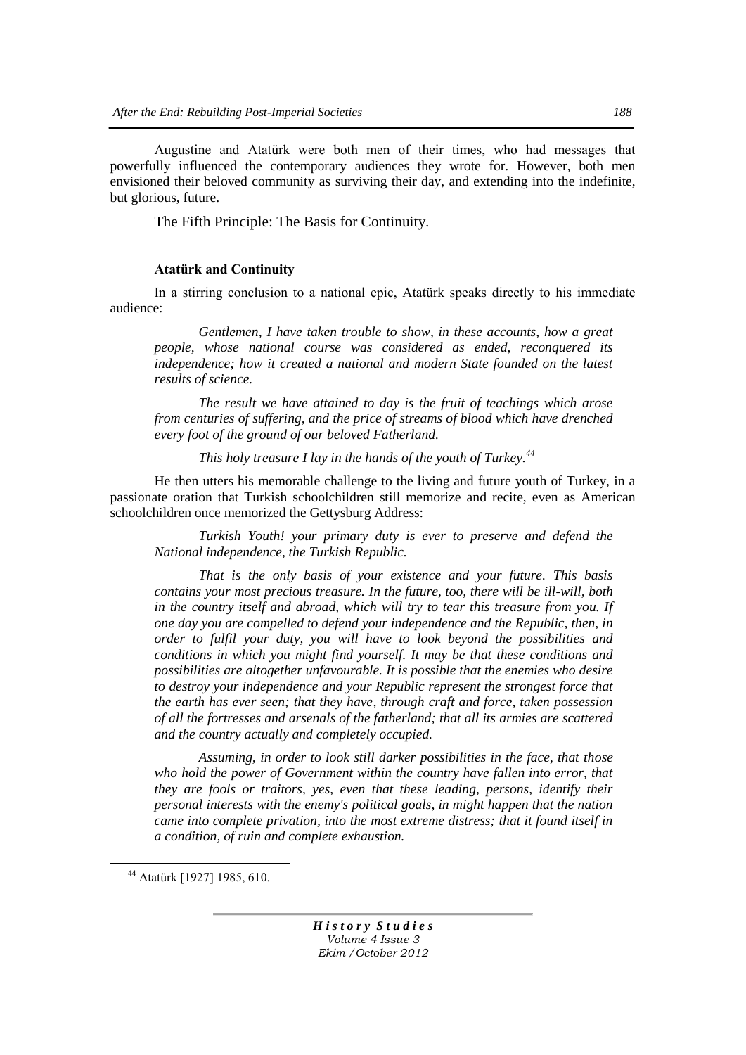Augustine and Atatürk were both men of their times, who had messages that powerfully influenced the contemporary audiences they wrote for. However, both men envisioned their beloved community as surviving their day, and extending into the indefinite, but glorious, future.

## The Fifth Principle: The Basis for Continuity.

### Atatürk and Continuity

In a stirring conclusion to a national epic, Atatürk speaks directly to his immediate audience:

> *Gentlemen, I have taken trouble to show, in these accounts, how a great people, whose national course was considered as ended, reconquered its independence; how it created a national and modern State founded on the latest results of science.*
>
> *The result we have attained to day is the fruit of teachings which arose from centuries of suffering, and the price of streams of blood which have drenched every foot of the ground of our beloved Fatherland.*
>
> *This holy treasure I lay in the hands of the youth of Turkey.*[44]

He then utters his memorable challenge to the living and future youth of Turkey, in a passionate oration that Turkish schoolchildren still memorize and recite, even as American schoolchildren once memorized the Gettysburg Address:

> *Turkish Youth! your primary duty is ever to preserve and defend the National independence, the Turkish Republic.*
>
> *That is the only basis of your existence and your future. This basis contains your most precious treasure. In the future, too, there will be ill-will, both in the country itself and abroad, which will try to tear this treasure from you. If one day you are compelled to defend your independence and the Republic, then, in order to fulfil your duty, you will have to look beyond the possibilities and conditions in which you might find yourself. It may be that these conditions and possibilities are altogether unfavourable. It is possible that the enemies who desire to destroy your independence and your Republic represent the strongest force that the earth has ever seen; that they have, through craft and force, taken possession of all the fortresses and arsenals of the fatherland; that all its armies are scattered and the country actually and completely occupied.*
>
> *Assuming, in order to look still darker possibilities in the face, that those who hold the power of Government within the country have fallen into error, that they are fools or traitors, yes, even that these leading, persons, identify their personal interests with the enemy's political goals, in might happen that the nation came into complete privation, into the most extreme distress; that it found itself in a condition, of ruin and complete exhaustion.*

[44] Atatürk [1927] 1985, 610.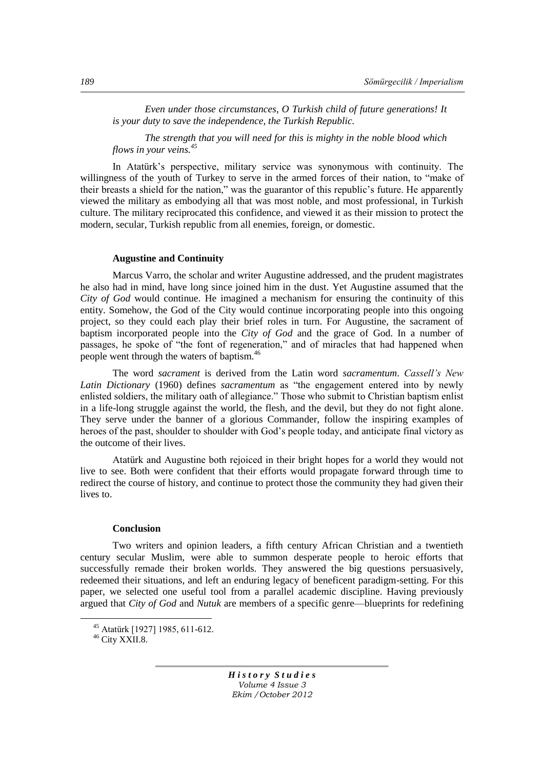*Even under those circumstances, O Turkish child of future generations! It is your duty to save the independence, the Turkish Republic.*

*The strength that you will need for this is mighty in the noble blood which flows in your veins.*[45]

In Atatürk's perspective, military service was synonymous with continuity. The willingness of the youth of Turkey to serve in the armed forces of their nation, to "make of their breasts a shield for the nation," was the guarantor of this republic's future. He apparently viewed the military as embodying all that was most noble, and most professional, in Turkish culture. The military reciprocated this confidence, and viewed it as their mission to protect the modern, secular, Turkish republic from all enemies, foreign, or domestic.

**Augustine and Continuity**

Marcus Varro, the scholar and writer Augustine addressed, and the prudent magistrates he also had in mind, have long since joined him in the dust. Yet Augustine assumed that the *City of God* would continue. He imagined a mechanism for ensuring the continuity of this entity. Somehow, the God of the City would continue incorporating people into this ongoing project, so they could each play their brief roles in turn. For Augustine, the sacrament of baptism incorporated people into the *City of God* and the grace of God. In a number of passages, he spoke of "the font of regeneration," and of miracles that had happened when people went through the waters of baptism.[46]

The word *sacrament* is derived from the Latin word *sacramentum*. *Cassell's New Latin Dictionary* (1960) defines *sacramentum* as "the engagement entered into by newly enlisted soldiers, the military oath of allegiance." Those who submit to Christian baptism enlist in a life-long struggle against the world, the flesh, and the devil, but they do not fight alone. They serve under the banner of a glorious Commander, follow the inspiring examples of heroes of the past, shoulder to shoulder with God's people today, and anticipate final victory as the outcome of their lives.

Atatürk and Augustine both rejoiced in their bright hopes for a world they would not live to see. Both were confident that their efforts would propagate forward through time to redirect the course of history, and continue to protect those the community they had given their lives to.

**Conclusion**

Two writers and opinion leaders, a fifth century African Christian and a twentieth century secular Muslim, were able to summon desperate people to heroic efforts that successfully remade their broken worlds. They answered the big questions persuasively, redeemed their situations, and left an enduring legacy of beneficent paradigm-setting. For this paper, we selected one useful tool from a parallel academic discipline. Having previously argued that *City of God* and *Nutuk* are members of a specific genre—blueprints for redefining

[45] Atatürk [1927] 1985, 611-612.

[46] City XXII.8.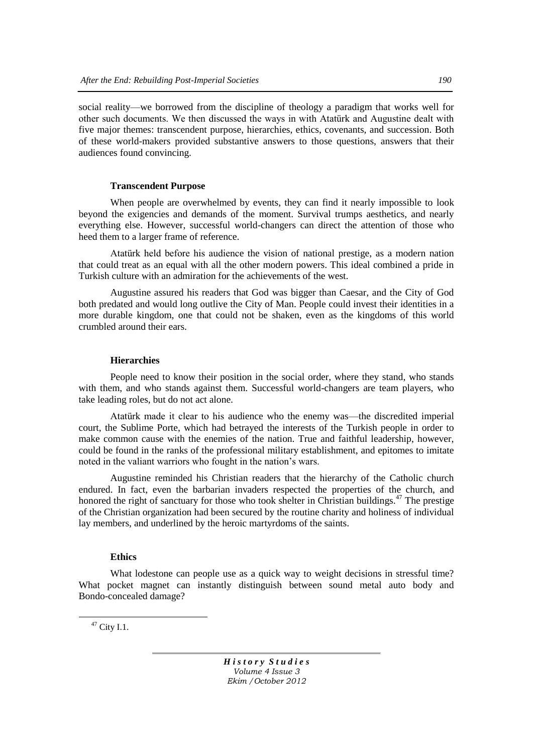social reality—we borrowed from the discipline of theology a paradigm that works well for other such documents. We then discussed the ways in with Atatürk and Augustine dealt with five major themes: transcendent purpose, hierarchies, ethics, covenants, and succession. Both of these world-makers provided substantive answers to those questions, answers that their audiences found convincing.

### Transcendent Purpose

When people are overwhelmed by events, they can find it nearly impossible to look beyond the exigencies and demands of the moment. Survival trumps aesthetics, and nearly everything else. However, successful world-changers can direct the attention of those who heed them to a larger frame of reference.

Atatürk held before his audience the vision of national prestige, as a modern nation that could treat as an equal with all the other modern powers. This ideal combined a pride in Turkish culture with an admiration for the achievements of the west.

Augustine assured his readers that God was bigger than Caesar, and the City of God both predated and would long outlive the City of Man. People could invest their identities in a more durable kingdom, one that could not be shaken, even as the kingdoms of this world crumbled around their ears.

### Hierarchies

People need to know their position in the social order, where they stand, who stands with them, and who stands against them. Successful world-changers are team players, who take leading roles, but do not act alone.

Atatürk made it clear to his audience who the enemy was—the discredited imperial court, the Sublime Porte, which had betrayed the interests of the Turkish people in order to make common cause with the enemies of the nation. True and faithful leadership, however, could be found in the ranks of the professional military establishment, and epitomes to imitate noted in the valiant warriors who fought in the nation's wars.

Augustine reminded his Christian readers that the hierarchy of the Catholic church endured. In fact, even the barbarian invaders respected the properties of the church, and honored the right of sanctuary for those who took shelter in Christian buildings.[47] The prestige of the Christian organization had been secured by the routine charity and holiness of individual lay members, and underlined by the heroic martyrdoms of the saints.

### Ethics

What lodestone can people use as a quick way to weight decisions in stressful time? What pocket magnet can instantly distinguish between sound metal auto body and Bondo-concealed damage?

[47] City I.1.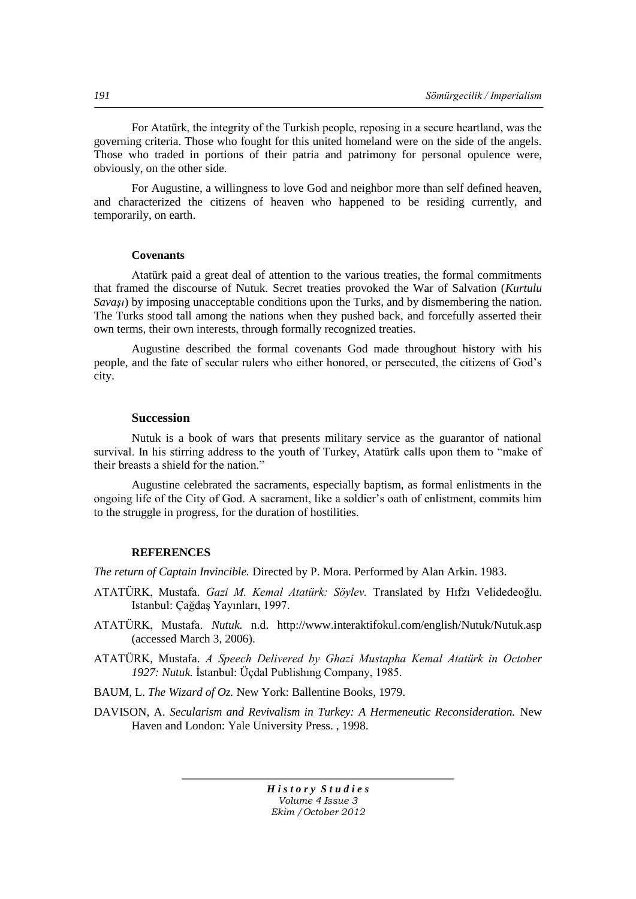For Atatürk, the integrity of the Turkish people, reposing in a secure heartland, was the governing criteria. Those who fought for this united homeland were on the side of the angels. Those who traded in portions of their patria and patrimony for personal opulence were, obviously, on the other side.

For Augustine, a willingness to love God and neighbor more than self defined heaven, and characterized the citizens of heaven who happened to be residing currently, and temporarily, on earth.

### Covenants

Atatürk paid a great deal of attention to the various treaties, the formal commitments that framed the discourse of Nutuk. Secret treaties provoked the War of Salvation (*Kurtulu Savaşı*) by imposing unacceptable conditions upon the Turks, and by dismembering the nation. The Turks stood tall among the nations when they pushed back, and forcefully asserted their own terms, their own interests, through formally recognized treaties.

Augustine described the formal covenants God made throughout history with his people, and the fate of secular rulers who either honored, or persecuted, the citizens of God's city.

### Succession

Nutuk is a book of wars that presents military service as the guarantor of national survival. In his stirring address to the youth of Turkey, Atatürk calls upon them to "make of their breasts a shield for the nation."

Augustine celebrated the sacraments, especially baptism, as formal enlistments in the ongoing life of the City of God. A sacrament, like a soldier's oath of enlistment, commits him to the struggle in progress, for the duration of hostilities.

### REFERENCES

*The return of Captain Invincible.* Directed by P. Mora. Performed by Alan Arkin. 1983.

ATATÜRK, Mustafa. *Gazi M. Kemal Atatürk: Söylev.* Translated by Hıfzı Velidedeoğlu. Istanbul: Çağdaş Yayınları, 1997.

ATATÜRK, Mustafa. *Nutuk.* n.d. http://www.interaktifokul.com/english/Nutuk/Nutuk.asp (accessed March 3, 2006).

ATATÜRK, Mustafa. *A Speech Delivered by Ghazi Mustapha Kemal Atatürk in October 1927: Nutuk.* İstanbul: Üçdal Publishıng Company, 1985.

BAUM, L. *The Wizard of Oz.* New York: Ballentine Books, 1979.

DAVISON, A. *Secularism and Revivalism in Turkey: A Hermeneutic Reconsideration.* New Haven and London: Yale University Press. , 1998.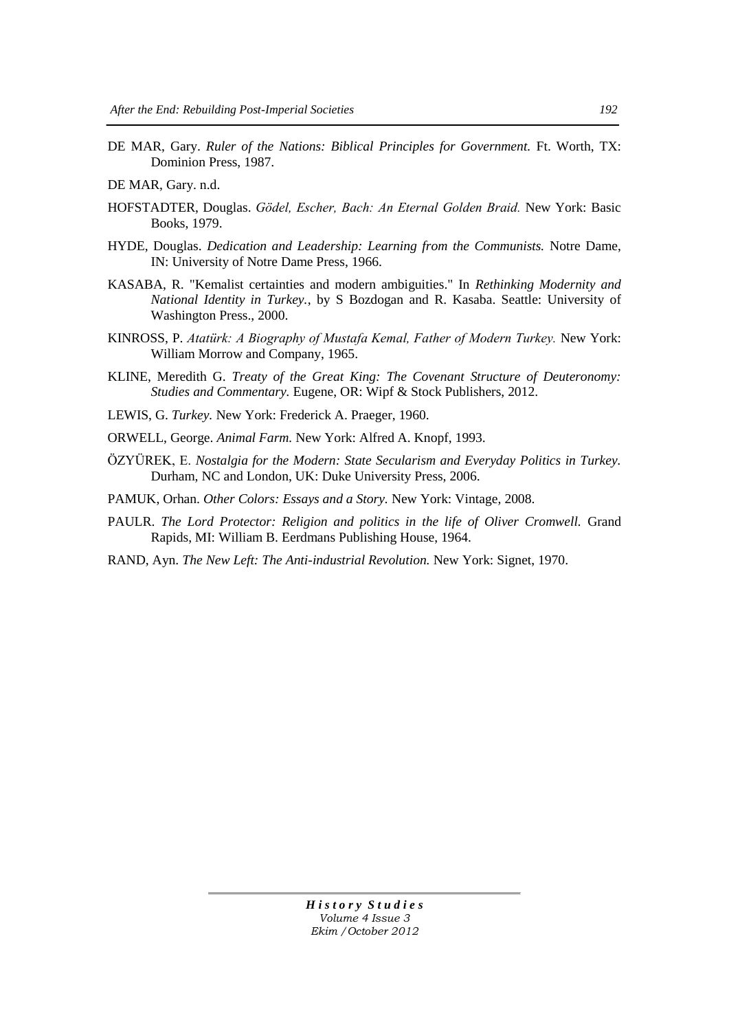DE MAR, Gary. *Ruler of the Nations: Biblical Principles for Government.* Ft. Worth, TX: Dominion Press, 1987.

DE MAR, Gary. n.d.

HOFSTADTER, Douglas. *Gödel, Escher, Bach: An Eternal Golden Braid.* New York: Basic Books, 1979.

HYDE, Douglas. *Dedication and Leadership: Learning from the Communists.* Notre Dame, IN: University of Notre Dame Press, 1966.

KASABA, R. "Kemalist certainties and modern ambiguities." In *Rethinking Modernity and National Identity in Turkey.*, by S Bozdogan and R. Kasaba. Seattle: University of Washington Press., 2000.

KINROSS, P. *Atatürk: A Biography of Mustafa Kemal, Father of Modern Turkey.* New York: William Morrow and Company, 1965.

KLINE, Meredith G. *Treaty of the Great King: The Covenant Structure of Deuteronomy: Studies and Commentary.* Eugene, OR: Wipf & Stock Publishers, 2012.

LEWIS, G. *Turkey.* New York: Frederick A. Praeger, 1960.

ORWELL, George. *Animal Farm.* New York: Alfred A. Knopf, 1993.

ÖZYÜREK, E. *Nostalgia for the Modern: State Secularism and Everyday Politics in Turkey.* Durham, NC and London, UK: Duke University Press, 2006.

PAMUK, Orhan. *Other Colors: Essays and a Story.* New York: Vintage, 2008.

PAULR. *The Lord Protector: Religion and politics in the life of Oliver Cromwell.* Grand Rapids, MI: William B. Eerdmans Publishing House, 1964.

RAND, Ayn. *The New Left: The Anti-industrial Revolution.* New York: Signet, 1970.